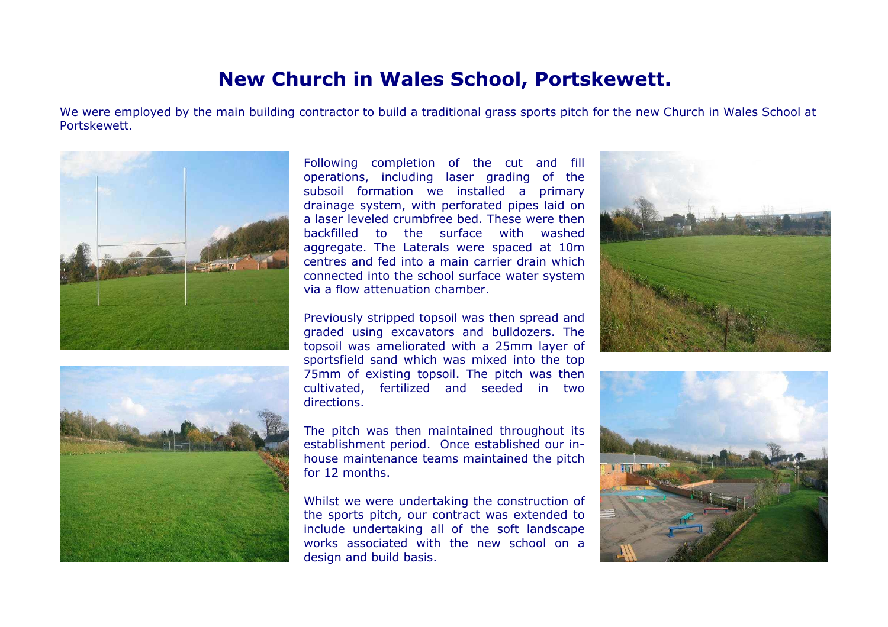# New Church in Wales School, Portskewett.

We were employed by the main building contractor to build a traditional grass sports pitch for the new Church in Wales School at Portskewett.

Following completion of the cut and fill operations, including laser grading of the subsoil formation we installed a primary drainage system, with perforated pipes laid on a laser leveled crumbfree bed. These were then backfilled to the surface with washed aggregate. The Laterals were spaced at 10m centres and fed into a main carrier drain which connected into the school surface water system via a flow attenuation chamber.

Previously stripped topsoil was then spread and graded using excavators and bulldozers. The topsoil was ameliorated with a 25mm layer of sportsfield sand which was mixed into the top 75mm of existing topsoil. The pitch was then cultivated, fertilized and seeded in two directions.

The pitch was then maintained throughout its establishment period. Once established our in-house maintenance teams maintained the pitch for 12 months.

Whilst we were undertaking the construction of the sports pitch, our contract was extended to include undertaking all of the soft landscape works associated with the new school on a design and build basis.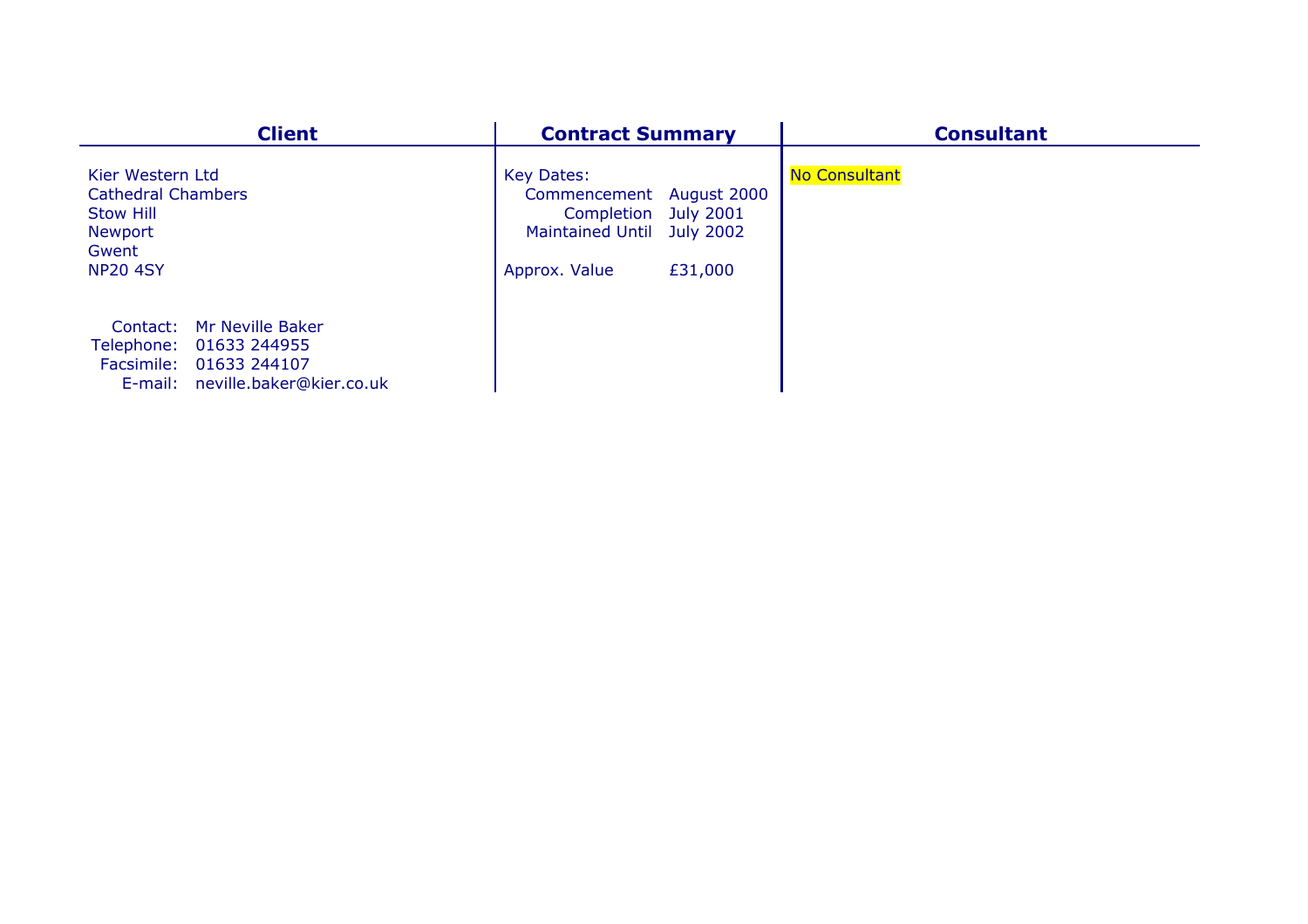| Client | Contract Summary | | Consultant |
|---|---|---|---|
| Kier Western Ltd | Key Dates: | | No Consultant |
| Cathedral Chambers | Commencement | August 2000 | |
| Stow Hill | Completion | July 2001 | |
| Newport | Maintained Until | July 2002 | |
| Gwent | | | |
| NP20 4SY | Approx. Value | £31,000 | |
| | | | |
| Contact: Mr Neville Baker | | | |
| Telephone: 01633 244955 | | | |
| Facsimile: 01633 244107 | | | |
| E-mail: neville.baker@kier.co.uk | | | |